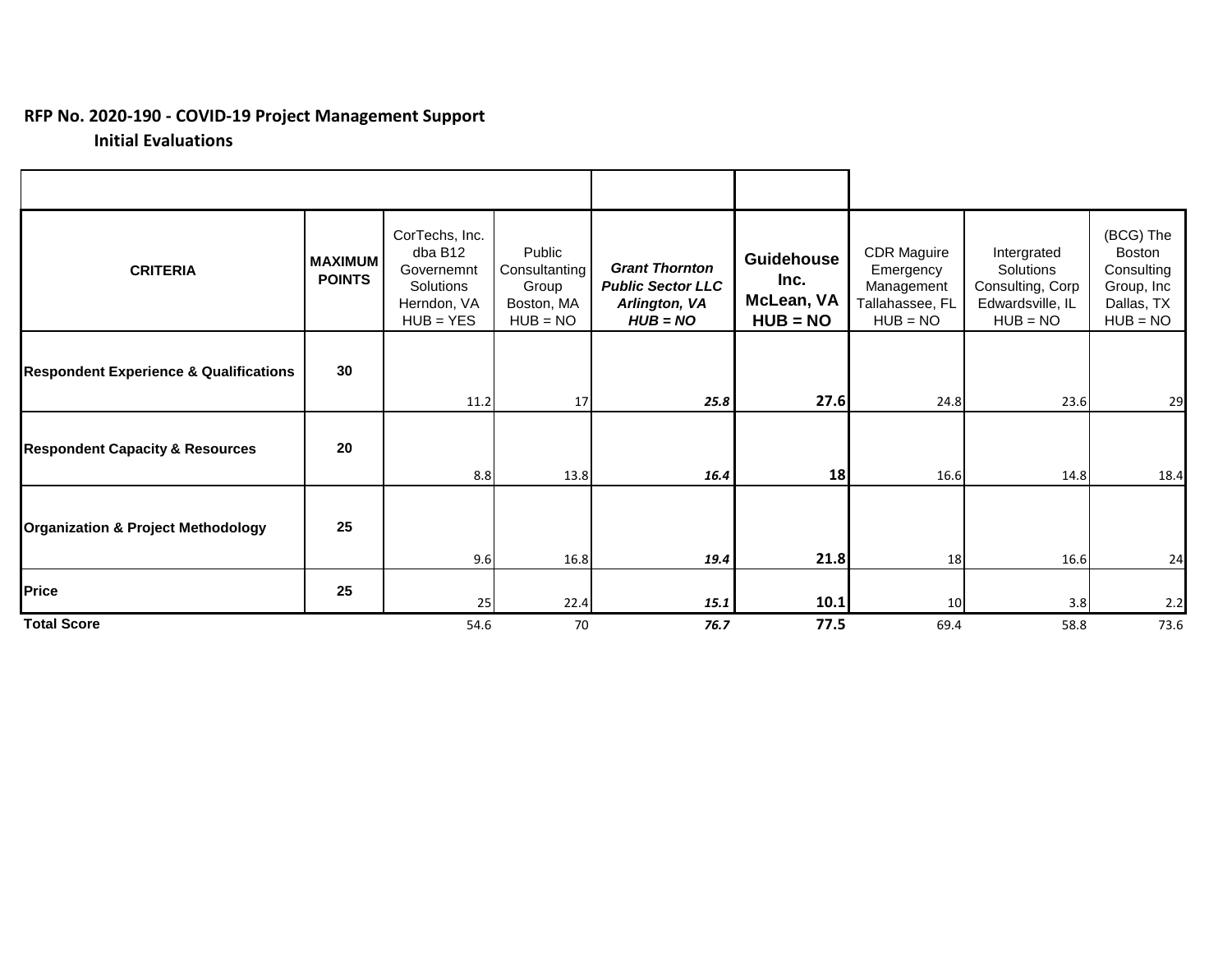**RFP No. 2020-190 - COVID-19 Project Management Support**

**Initial Evaluations**

| CRITERIA | MAXIMUM POINTS | CorTechs, Inc. dba B12 Governemnt Solutions Herndon, VA HUB = YES | Public Consultanting Group Boston, MA HUB = NO | ***Grant Thornton Public Sector LLC Arlington, VA HUB = NO*** | **Guidehouse Inc. McLean, VA HUB = NO** | CDR Maguire Emergency Management Tallahassee, FL HUB = NO | Intergrated Solutions Consulting, Corp Edwardsville, IL HUB = NO | (BCG) The Boston Consulting Group, Inc Dallas, TX HUB = NO |
|---|---|---|---|---|---|---|---|---|
| **Respondent Experience & Qualifications** | **30** | 11.2 | 17 | ***25.8*** | **27.6** | 24.8 | 23.6 | 29 |
| **Respondent Capacity & Resources** | **20** | 8.8 | 13.8 | ***16.4*** | **18** | 16.6 | 14.8 | 18.4 |
| **Organization & Project Methodology** | **25** | 9.6 | 16.8 | ***19.4*** | **21.8** | 18 | 16.6 | 24 |
| **Price** | **25** | 25 | 22.4 | ***15.1*** | **10.1** | 10 | 3.8 | 2.2 |
| **Total Score** | | 54.6 | 70 | ***76.7*** | **77.5** | 69.4 | 58.8 | 73.6 |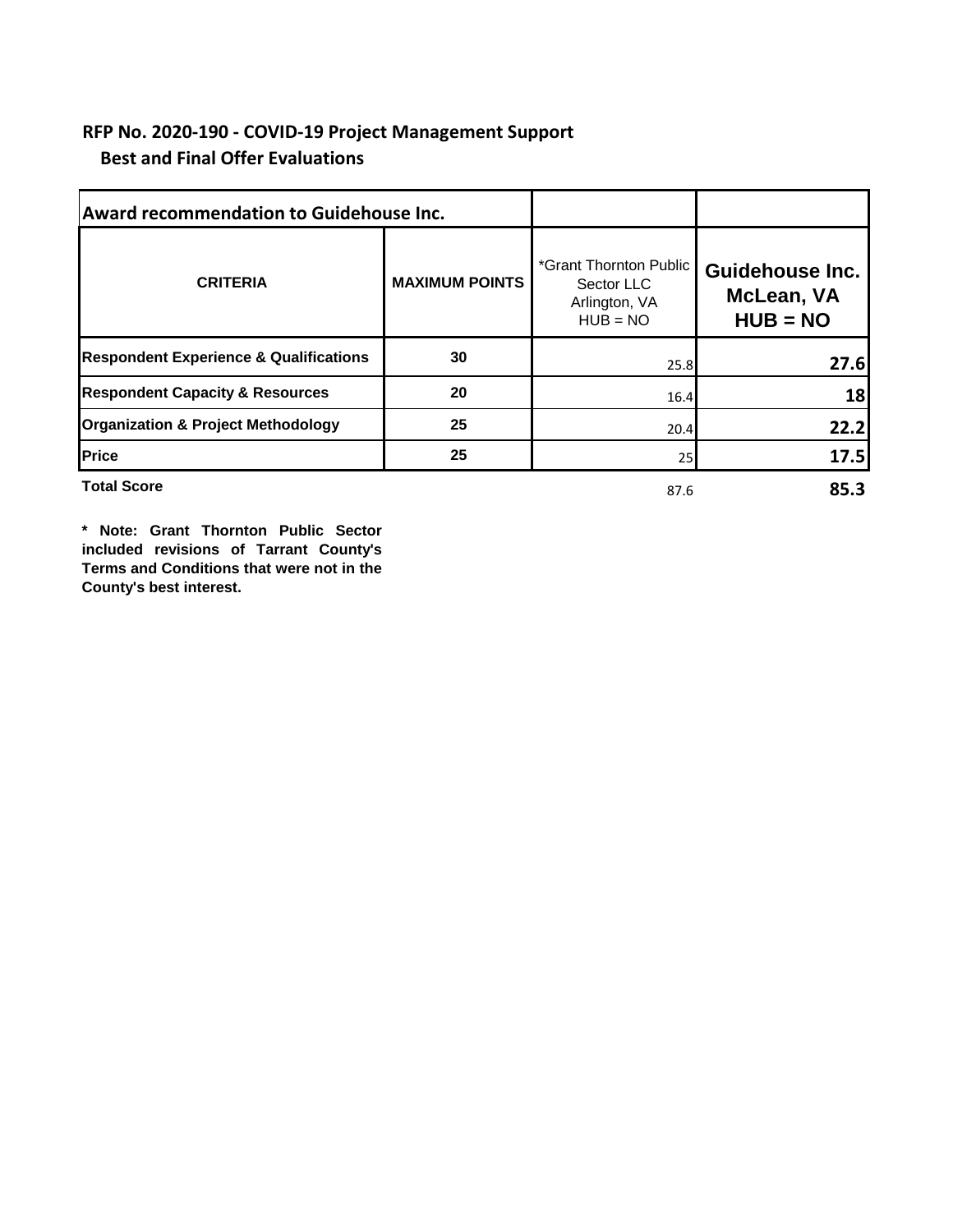**RFP No. 2020-190 - COVID-19 Project Management Support**

**Best and Final Offer Evaluations**

| Award recommendation to Guidehouse Inc. | | | |
|---|---|---|---|
| **CRITERIA** | **MAXIMUM POINTS** | *Grant Thornton Public Sector LLC Arlington, VA HUB = NO | **Guidehouse Inc. McLean, VA HUB = NO** |
| **Respondent Experience & Qualifications** | **30** | 25.8 | **27.6** |
| **Respondent Capacity & Resources** | **20** | 16.4 | **18** |
| **Organization & Project Methodology** | **25** | 20.4 | **22.2** |
| **Price** | **25** | 25 | **17.5** |
| **Total Score** | | 87.6 | **85.3** |

**\* Note: Grant Thornton Public Sector included revisions of Tarrant County's Terms and Conditions that were not in the County's best interest.**